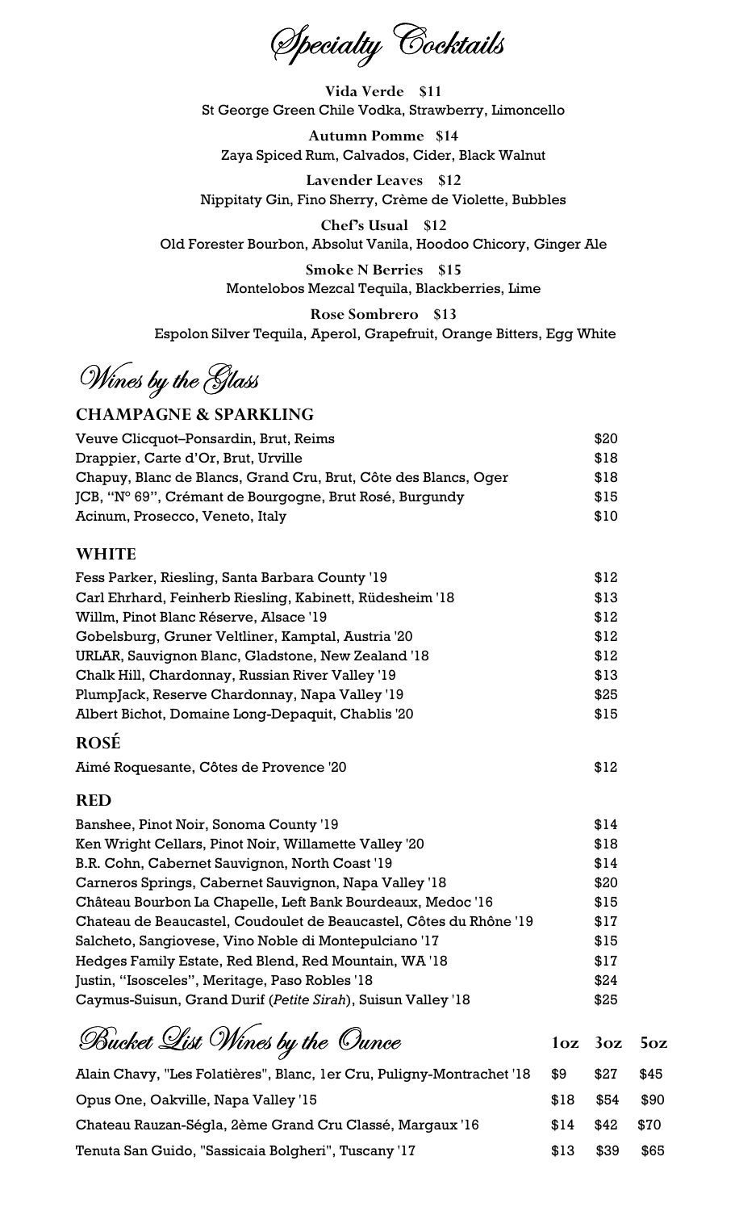# Specialty Cocktails

**Vida Verde $11**
St George Green Chile Vodka, Strawberry, Limoncello

**Autumn Pomme $14**
Zaya Spiced Rum, Calvados, Cider, Black Walnut

**Lavender Leaves $12**
Nippitaty Gin, Fino Sherry, Crème de Violette, Bubbles

**Chef's Usual $12**
Old Forester Bourbon, Absolut Vanila, Hoodoo Chicory, Ginger Ale

**Smoke N Berries $15**
Montelobos Mezcal Tequila, Blackberries, Lime

**Rose Sombrero $13**
Espolon Silver Tequila, Aperol, Grapefruit, Orange Bitters, Egg White

# Wines by the Glass

## CHAMPAGNE & SPARKLING

| | |
|---|---|
| Veuve Clicquot–Ponsardin, Brut, Reims | $20 |
| Drappier, Carte d'Or, Brut, Urville | $18 |
| Chapuy, Blanc de Blancs, Grand Cru, Brut, Côte des Blancs, Oger | $18 |
| JCB, "N° 69", Crémant de Bourgogne, Brut Rosé, Burgundy | $15 |
| Acinum, Prosecco, Veneto, Italy | $10 |

## WHITE

| | |
|---|---|
| Fess Parker, Riesling, Santa Barbara County '19 | $12 |
| Carl Ehrhard, Feinherb Riesling, Kabinett, Rüdesheim '18 | $13 |
| Willm, Pinot Blanc Réserve, Alsace '19 | $12 |
| Gobelsburg, Gruner Veltliner, Kamptal, Austria '20 | $12 |
| URLAR, Sauvignon Blanc, Gladstone, New Zealand '18 | $12 |
| Chalk Hill, Chardonnay, Russian River Valley '19 | $13 |
| PlumpJack, Reserve Chardonnay, Napa Valley '19 | $25 |
| Albert Bichot, Domaine Long-Depaquit, Chablis '20 | $15 |

## ROSÉ

| | |
|---|---|
| Aimé Roquesante, Côtes de Provence '20 | $12 |

## RED

| | |
|---|---|
| Banshee, Pinot Noir, Sonoma County '19 | $14 |
| Ken Wright Cellars, Pinot Noir, Willamette Valley '20 | $18 |
| B.R. Cohn, Cabernet Sauvignon, North Coast '19 | $14 |
| Carneros Springs, Cabernet Sauvignon, Napa Valley '18 | $20 |
| Château Bourbon La Chapelle, Left Bank Bourdeaux, Medoc '16 | $15 |
| Chateau de Beaucastel, Coudoulet de Beaucastel, Côtes du Rhône '19 | $17 |
| Salcheto, Sangiovese, Vino Noble di Montepulciano '17 | $15 |
| Hedges Family Estate, Red Blend, Red Mountain, WA '18 | $17 |
| Justin, "Isosceles", Meritage, Paso Robles '18 | $24 |
| Caymus-Suisun, Grand Durif (*Petite Sirah*), Suisun Valley '18 | $25 |

# Bucket List Wines by the Ounce

| | 1oz | 3oz | 5oz |
|---|---|---|---|
| Alain Chavy, "Les Folatières", Blanc, 1er Cru, Puligny-Montrachet '18 | $9 | $27 | $45 |
| Opus One, Oakville, Napa Valley '15 | $18 | $54 | $90 |
| Chateau Rauzan-Ségla, 2ème Grand Cru Classé, Margaux '16 | $14 | $42 | $70 |
| Tenuta San Guido, "Sassicaia Bolgheri", Tuscany '17 | $13 | $39 | $65 |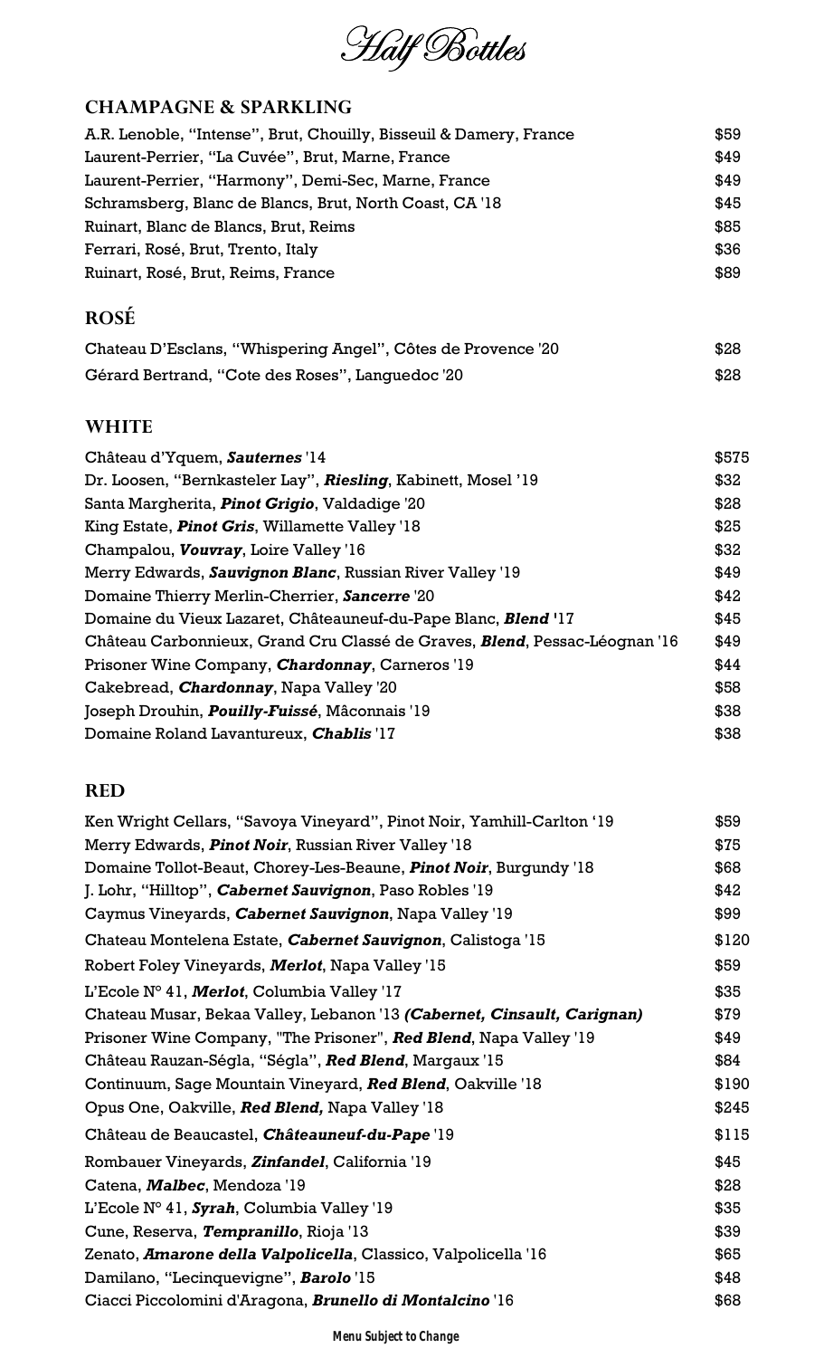# *Half Bottles*

## CHAMPAGNE & SPARKLING

| | |
|---|---|
| A.R. Lenoble, "Intense", Brut, Chouilly, Bisseuil & Damery, France | $59 |
| Laurent-Perrier, "La Cuvée", Brut, Marne, France | $49 |
| Laurent-Perrier, "Harmony", Demi-Sec, Marne, France | $49 |
| Schramsberg, Blanc de Blancs, Brut, North Coast, CA '18 | $45 |
| Ruinart, Blanc de Blancs, Brut, Reims | $85 |
| Ferrari, Rosé, Brut, Trento, Italy | $36 |
| Ruinart, Rosé, Brut, Reims, France | $89 |

## ROSÉ

| | |
|---|---|
| Chateau D'Esclans, "Whispering Angel", Côtes de Provence '20 | $28 |
| Gérard Bertrand, "Cote des Roses", Languedoc '20 | $28 |

## WHITE

| | |
|---|---|
| Château d'Yquem, ***Sauternes*** '14 | $575 |
| Dr. Loosen, "Bernkasteler Lay", ***Riesling***, Kabinett, Mosel '19 | $32 |
| Santa Margherita, ***Pinot Grigio***, Valdadige '20 | $28 |
| King Estate, ***Pinot Gris***, Willamette Valley '18 | $25 |
| Champalou, ***Vouvray***, Loire Valley '16 | $32 |
| Merry Edwards, ***Sauvignon Blanc***, Russian River Valley '19 | $49 |
| Domaine Thierry Merlin-Cherrier, ***Sancerre*** '20 | $42 |
| Domaine du Vieux Lazaret, Châteauneuf-du-Pape Blanc, ***Blend*** '17 | $45 |
| Château Carbonnieux, Grand Cru Classé de Graves, ***Blend***, Pessac-Léognan '16 | $49 |
| Prisoner Wine Company, ***Chardonnay***, Carneros '19 | $44 |
| Cakebread, ***Chardonnay***, Napa Valley '20 | $58 |
| Joseph Drouhin, ***Pouilly-Fuissé***, Mâconnais '19 | $38 |
| Domaine Roland Lavantureux, ***Chablis*** '17 | $38 |

## RED

| | |
|---|---|
| Ken Wright Cellars, "Savoya Vineyard", Pinot Noir, Yamhill-Carlton '19 | $59 |
| Merry Edwards, ***Pinot Noir***, Russian River Valley '18 | $75 |
| Domaine Tollot-Beaut, Chorey-Les-Beaune, ***Pinot Noir***, Burgundy '18 | $68 |
| J. Lohr, "Hilltop", ***Cabernet Sauvignon***, Paso Robles '19 | $42 |
| Caymus Vineyards, ***Cabernet Sauvignon***, Napa Valley '19 | $99 |
| Chateau Montelena Estate, ***Cabernet Sauvignon***, Calistoga '15 | $120 |
| Robert Foley Vineyards, ***Merlot***, Napa Valley '15 | $59 |
| L'Ecole N° 41, ***Merlot***, Columbia Valley '17 | $35 |
| Chateau Musar, Bekaa Valley, Lebanon '13 ***(Cabernet, Cinsault, Carignan)*** | $79 |
| Prisoner Wine Company, "The Prisoner", ***Red Blend***, Napa Valley '19 | $49 |
| Château Rauzan-Ségla, "Ségla", ***Red Blend***, Margaux '15 | $84 |
| Continuum, Sage Mountain Vineyard, ***Red Blend***, Oakville '18 | $190 |
| Opus One, Oakville, ***Red Blend,*** Napa Valley '18 | $245 |
| Château de Beaucastel, ***Châteauneuf-du-Pape*** '19 | $115 |
| Rombauer Vineyards, ***Zinfandel***, California '19 | $45 |
| Catena, ***Malbec***, Mendoza '19 | $28 |
| L'Ecole N° 41, ***Syrah***, Columbia Valley '19 | $35 |
| Cune, Reserva, ***Tempranillo***, Rioja '13 | $39 |
| Zenato, ***Amarone della Valpolicella***, Classico, Valpolicella '16 | $65 |
| Damilano, "Lecinquevigne", ***Barolo*** '15 | $48 |
| Ciacci Piccolomini d'Aragona, ***Brunello di Montalcino*** '16 | $68 |

**Menu Subject to Change**